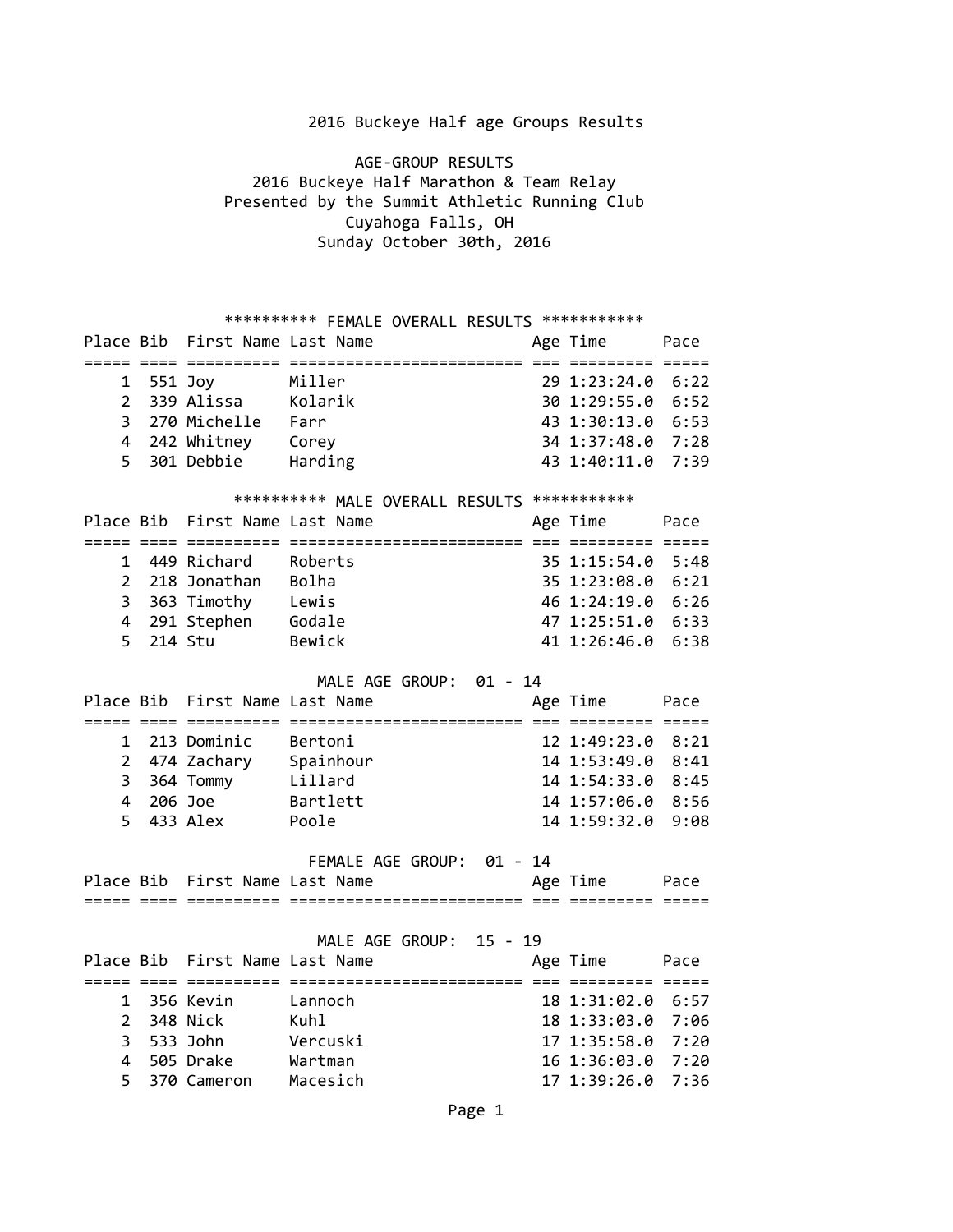# 2016 Buckeye Half age Groups Results

## AGE-GROUP RESULTS

2016 Buckeye Half Marathon & Team Relay
Presented by the Summit Athletic Running Club
Cuyahoga Falls, OH
Sunday October 30th, 2016

### ********** FEMALE OVERALL RESULTS ***********

| Place | Bib | First Name | Last Name | Age | Time | Pace |
|---|---|---|---|---|---|---|
| 1 | 551 | Joy | Miller | 29 | 1:23:24.0 | 6:22 |
| 2 | 339 | Alissa | Kolarik | 30 | 1:29:55.0 | 6:52 |
| 3 | 270 | Michelle | Farr | 43 | 1:30:13.0 | 6:53 |
| 4 | 242 | Whitney | Corey | 34 | 1:37:48.0 | 7:28 |
| 5 | 301 | Debbie | Harding | 43 | 1:40:11.0 | 7:39 |

### ********** MALE OVERALL RESULTS ***********

| Place | Bib | First Name | Last Name | Age | Time | Pace |
|---|---|---|---|---|---|---|
| 1 | 449 | Richard | Roberts | 35 | 1:15:54.0 | 5:48 |
| 2 | 218 | Jonathan | Bolha | 35 | 1:23:08.0 | 6:21 |
| 3 | 363 | Timothy | Lewis | 46 | 1:24:19.0 | 6:26 |
| 4 | 291 | Stephen | Godale | 47 | 1:25:51.0 | 6:33 |
| 5 | 214 | Stu | Bewick | 41 | 1:26:46.0 | 6:38 |

### MALE AGE GROUP: 01 - 14

| Place | Bib | First Name | Last Name | Age | Time | Pace |
|---|---|---|---|---|---|---|
| 1 | 213 | Dominic | Bertoni | 12 | 1:49:23.0 | 8:21 |
| 2 | 474 | Zachary | Spainhour | 14 | 1:53:49.0 | 8:41 |
| 3 | 364 | Tommy | Lillard | 14 | 1:54:33.0 | 8:45 |
| 4 | 206 | Joe | Bartlett | 14 | 1:57:06.0 | 8:56 |
| 5 | 433 | Alex | Poole | 14 | 1:59:32.0 | 9:08 |

### FEMALE AGE GROUP: 01 - 14

| Place | Bib | First Name | Last Name | Age | Time | Pace |
|---|---|---|---|---|---|---|

### MALE AGE GROUP: 15 - 19

| Place | Bib | First Name | Last Name | Age | Time | Pace |
|---|---|---|---|---|---|---|
| 1 | 356 | Kevin | Lannoch | 18 | 1:31:02.0 | 6:57 |
| 2 | 348 | Nick | Kuhl | 18 | 1:33:03.0 | 7:06 |
| 3 | 533 | John | Vercuski | 17 | 1:35:58.0 | 7:20 |
| 4 | 505 | Drake | Wartman | 16 | 1:36:03.0 | 7:20 |
| 5 | 370 | Cameron | Macesich | 17 | 1:39:26.0 | 7:36 |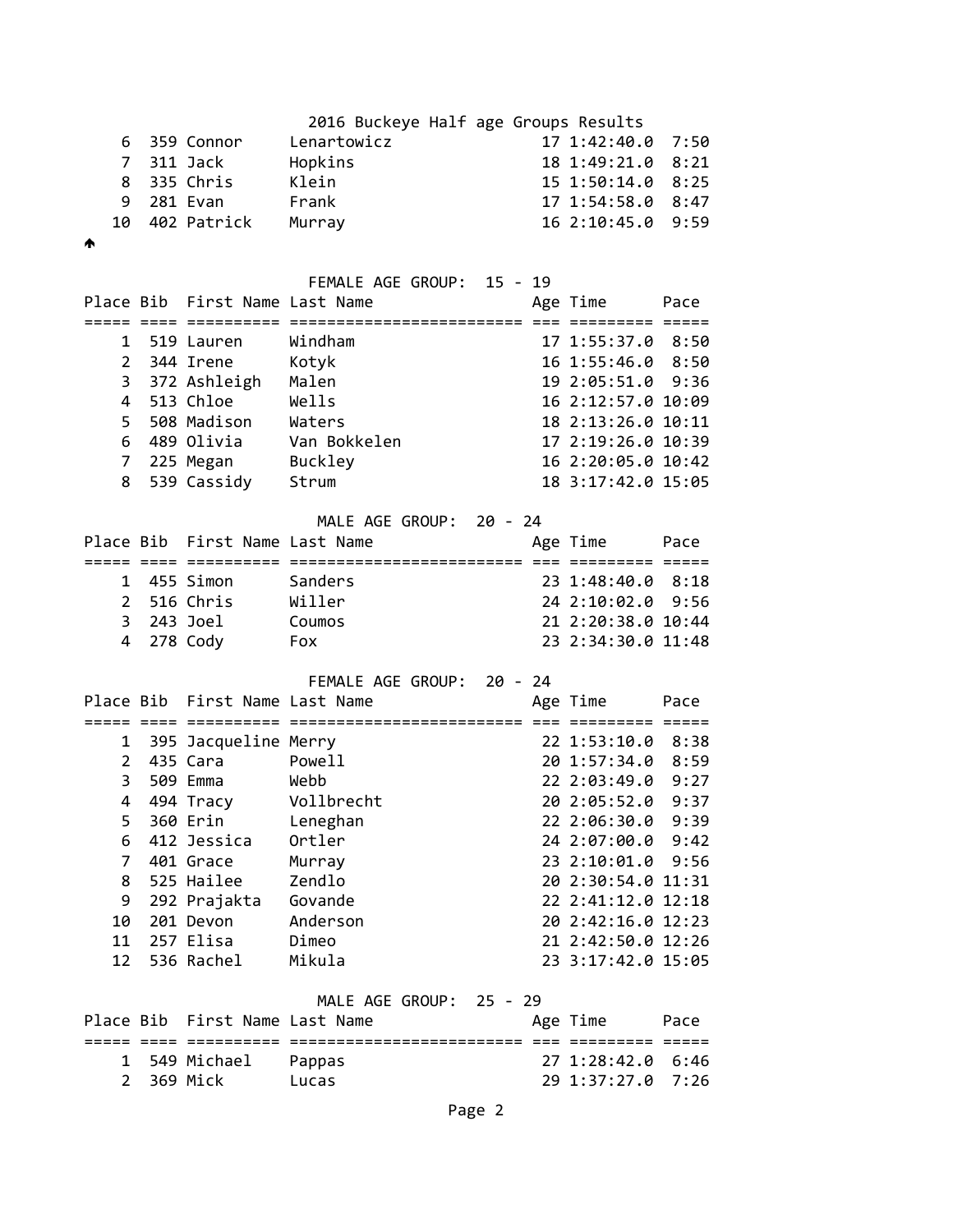2016 Buckeye Half age Groups Results

| Place | Bib | First Name | Last Name | Age | Time | Pace |
|---|---|---|---|---|---|---|
| 6 | 359 | Connor | Lenartowicz | 17 | 1:42:40.0 | 7:50 |
| 7 | 311 | Jack | Hopkins | 18 | 1:49:21.0 | 8:21 |
| 8 | 335 | Chris | Klein | 15 | 1:50:14.0 | 8:25 |
| 9 | 281 | Evan | Frank | 17 | 1:54:58.0 | 8:47 |
| 10 | 402 | Patrick | Murray | 16 | 2:10:45.0 | 9:59 |

### FEMALE AGE GROUP: 15 - 19

| Place | Bib | First Name | Last Name | Age | Time | Pace |
|---|---|---|---|---|---|---|
| 1 | 519 | Lauren | Windham | 17 | 1:55:37.0 | 8:50 |
| 2 | 344 | Irene | Kotyk | 16 | 1:55:46.0 | 8:50 |
| 3 | 372 | Ashleigh | Malen | 19 | 2:05:51.0 | 9:36 |
| 4 | 513 | Chloe | Wells | 16 | 2:12:57.0 | 10:09 |
| 5 | 508 | Madison | Waters | 18 | 2:13:26.0 | 10:11 |
| 6 | 489 | Olivia | Van Bokkelen | 17 | 2:19:26.0 | 10:39 |
| 7 | 225 | Megan | Buckley | 16 | 2:20:05.0 | 10:42 |
| 8 | 539 | Cassidy | Strum | 18 | 3:17:42.0 | 15:05 |

### MALE AGE GROUP: 20 - 24

| Place | Bib | First Name | Last Name | Age | Time | Pace |
|---|---|---|---|---|---|---|
| 1 | 455 | Simon | Sanders | 23 | 1:48:40.0 | 8:18 |
| 2 | 516 | Chris | Willer | 24 | 2:10:02.0 | 9:56 |
| 3 | 243 | Joel | Coumos | 21 | 2:20:38.0 | 10:44 |
| 4 | 278 | Cody | Fox | 23 | 2:34:30.0 | 11:48 |

### FEMALE AGE GROUP: 20 - 24

| Place | Bib | First Name | Last Name | Age | Time | Pace |
|---|---|---|---|---|---|---|
| 1 | 395 | Jacqueline | Merry | 22 | 1:53:10.0 | 8:38 |
| 2 | 435 | Cara | Powell | 20 | 1:57:34.0 | 8:59 |
| 3 | 509 | Emma | Webb | 22 | 2:03:49.0 | 9:27 |
| 4 | 494 | Tracy | Vollbrecht | 20 | 2:05:52.0 | 9:37 |
| 5 | 360 | Erin | Leneghan | 22 | 2:06:30.0 | 9:39 |
| 6 | 412 | Jessica | Ortler | 24 | 2:07:00.0 | 9:42 |
| 7 | 401 | Grace | Murray | 23 | 2:10:01.0 | 9:56 |
| 8 | 525 | Hailee | Zendlo | 20 | 2:30:54.0 | 11:31 |
| 9 | 292 | Prajakta | Govande | 22 | 2:41:12.0 | 12:18 |
| 10 | 201 | Devon | Anderson | 20 | 2:42:16.0 | 12:23 |
| 11 | 257 | Elisa | Dimeo | 21 | 2:42:50.0 | 12:26 |
| 12 | 536 | Rachel | Mikula | 23 | 3:17:42.0 | 15:05 |

### MALE AGE GROUP: 25 - 29

| Place | Bib | First Name | Last Name | Age | Time | Pace |
|---|---|---|---|---|---|---|
| 1 | 549 | Michael | Pappas | 27 | 1:28:42.0 | 6:46 |
| 2 | 369 | Mick | Lucas | 29 | 1:37:27.0 | 7:26 |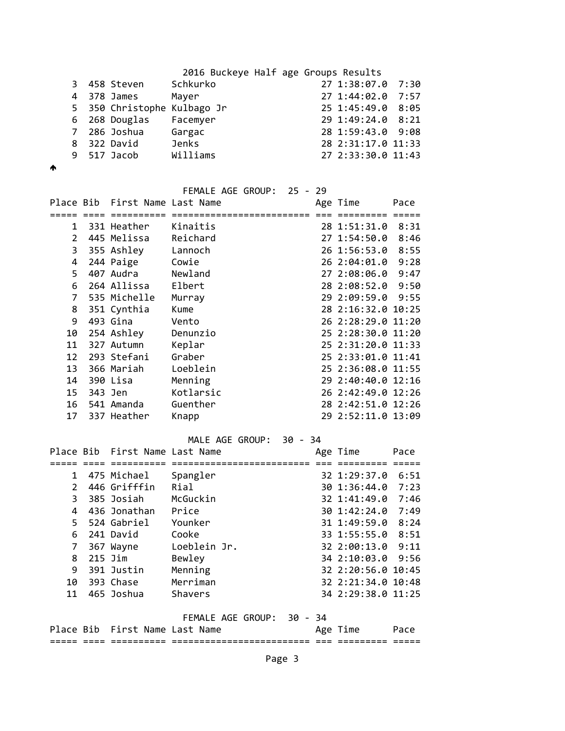## 2016 Buckeye Half age Groups Results

| Place | Bib | First Name | Last Name | Age | Time | Pace |
|---|---|---|---|---|---|---|
| 3 | 458 | Steven | Schkurko | 27 | 1:38:07.0 | 7:30 |
| 4 | 378 | James | Mayer | 27 | 1:44:02.0 | 7:57 |
| 5 | 350 | Christophe | Kulbago Jr | 25 | 1:45:49.0 | 8:05 |
| 6 | 268 | Douglas | Facemyer | 29 | 1:49:24.0 | 8:21 |
| 7 | 286 | Joshua | Gargac | 28 | 1:59:43.0 | 9:08 |
| 8 | 322 | David | Jenks | 28 | 2:31:17.0 | 11:33 |
| 9 | 517 | Jacob | Williams | 27 | 2:33:30.0 | 11:43 |

### FEMALE AGE GROUP: 25 - 29

| Place | Bib | First Name | Last Name | Age | Time | Pace |
|---|---|---|---|---|---|---|
| 1 | 331 | Heather | Kinaitis | 28 | 1:51:31.0 | 8:31 |
| 2 | 445 | Melissa | Reichard | 27 | 1:54:50.0 | 8:46 |
| 3 | 355 | Ashley | Lannoch | 26 | 1:56:53.0 | 8:55 |
| 4 | 244 | Paige | Cowie | 26 | 2:04:01.0 | 9:28 |
| 5 | 407 | Audra | Newland | 27 | 2:08:06.0 | 9:47 |
| 6 | 264 | Allissa | Elbert | 28 | 2:08:52.0 | 9:50 |
| 7 | 535 | Michelle | Murray | 29 | 2:09:59.0 | 9:55 |
| 8 | 351 | Cynthia | Kume | 28 | 2:16:32.0 | 10:25 |
| 9 | 493 | Gina | Vento | 26 | 2:28:29.0 | 11:20 |
| 10 | 254 | Ashley | Denunzio | 25 | 2:28:30.0 | 11:20 |
| 11 | 327 | Autumn | Keplar | 25 | 2:31:20.0 | 11:33 |
| 12 | 293 | Stefani | Graber | 25 | 2:33:01.0 | 11:41 |
| 13 | 366 | Mariah | Loeblein | 25 | 2:36:08.0 | 11:55 |
| 14 | 390 | Lisa | Menning | 29 | 2:40:40.0 | 12:16 |
| 15 | 343 | Jen | Kotlarsic | 26 | 2:42:49.0 | 12:26 |
| 16 | 541 | Amanda | Guenther | 28 | 2:42:51.0 | 12:26 |
| 17 | 337 | Heather | Knapp | 29 | 2:52:11.0 | 13:09 |

### MALE AGE GROUP: 30 - 34

| Place | Bib | First Name | Last Name | Age | Time | Pace |
|---|---|---|---|---|---|---|
| 1 | 475 | Michael | Spangler | 32 | 1:29:37.0 | 6:51 |
| 2 | 446 | Grifffin | Rial | 30 | 1:36:44.0 | 7:23 |
| 3 | 385 | Josiah | McGuckin | 32 | 1:41:49.0 | 7:46 |
| 4 | 436 | Jonathan | Price | 30 | 1:42:24.0 | 7:49 |
| 5 | 524 | Gabriel | Younker | 31 | 1:49:59.0 | 8:24 |
| 6 | 241 | David | Cooke | 33 | 1:55:55.0 | 8:51 |
| 7 | 367 | Wayne | Loeblein Jr. | 32 | 2:00:13.0 | 9:11 |
| 8 | 215 | Jim | Bewley | 34 | 2:10:03.0 | 9:56 |
| 9 | 391 | Justin | Menning | 32 | 2:20:56.0 | 10:45 |
| 10 | 393 | Chase | Merriman | 32 | 2:21:34.0 | 10:48 |
| 11 | 465 | Joshua | Shavers | 34 | 2:29:38.0 | 11:25 |

### FEMALE AGE GROUP: 30 - 34

| Place | Bib | First Name | Last Name | Age | Time | Pace |
|---|---|---|---|---|---|---|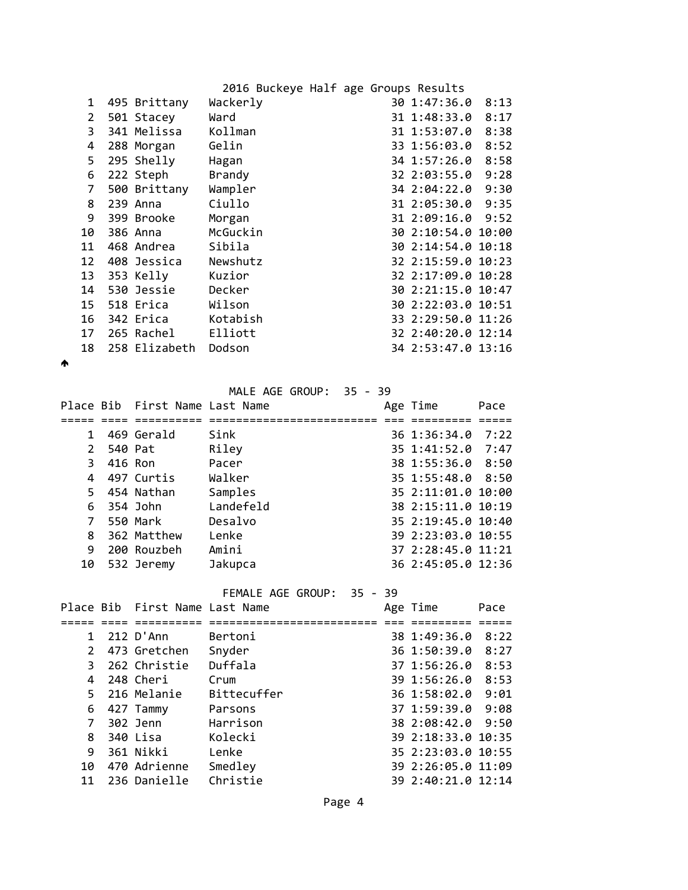2016 Buckeye Half age Groups Results

| Place | Bib | First Name | Last Name | Age | Time | Pace |
|---|---|---|---|---|---|---|
| 1 | 495 | Brittany | Wackerly | 30 | 1:47:36.0 | 8:13 |
| 2 | 501 | Stacey | Ward | 31 | 1:48:33.0 | 8:17 |
| 3 | 341 | Melissa | Kollman | 31 | 1:53:07.0 | 8:38 |
| 4 | 288 | Morgan | Gelin | 33 | 1:56:03.0 | 8:52 |
| 5 | 295 | Shelly | Hagan | 34 | 1:57:26.0 | 8:58 |
| 6 | 222 | Steph | Brandy | 32 | 2:03:55.0 | 9:28 |
| 7 | 500 | Brittany | Wampler | 34 | 2:04:22.0 | 9:30 |
| 8 | 239 | Anna | Ciullo | 31 | 2:05:30.0 | 9:35 |
| 9 | 399 | Brooke | Morgan | 31 | 2:09:16.0 | 9:52 |
| 10 | 386 | Anna | McGuckin | 30 | 2:10:54.0 | 10:00 |
| 11 | 468 | Andrea | Sibila | 30 | 2:14:54.0 | 10:18 |
| 12 | 408 | Jessica | Newshutz | 32 | 2:15:59.0 | 10:23 |
| 13 | 353 | Kelly | Kuzior | 32 | 2:17:09.0 | 10:28 |
| 14 | 530 | Jessie | Decker | 30 | 2:21:15.0 | 10:47 |
| 15 | 518 | Erica | Wilson | 30 | 2:22:03.0 | 10:51 |
| 16 | 342 | Erica | Kotabish | 33 | 2:29:50.0 | 11:26 |
| 17 | 265 | Rachel | Elliott | 32 | 2:40:20.0 | 12:14 |
| 18 | 258 | Elizabeth | Dodson | 34 | 2:53:47.0 | 13:16 |

MALE AGE GROUP: 35 - 39

| Place | Bib | First Name | Last Name | Age | Time | Pace |
|---|---|---|---|---|---|---|
| 1 | 469 | Gerald | Sink | 36 | 1:36:34.0 | 7:22 |
| 2 | 540 | Pat | Riley | 35 | 1:41:52.0 | 7:47 |
| 3 | 416 | Ron | Pacer | 38 | 1:55:36.0 | 8:50 |
| 4 | 497 | Curtis | Walker | 35 | 1:55:48.0 | 8:50 |
| 5 | 454 | Nathan | Samples | 35 | 2:11:01.0 | 10:00 |
| 6 | 354 | John | Landefeld | 38 | 2:15:11.0 | 10:19 |
| 7 | 550 | Mark | Desalvo | 35 | 2:19:45.0 | 10:40 |
| 8 | 362 | Matthew | Lenke | 39 | 2:23:03.0 | 10:55 |
| 9 | 200 | Rouzbeh | Amini | 37 | 2:28:45.0 | 11:21 |
| 10 | 532 | Jeremy | Jakupca | 36 | 2:45:05.0 | 12:36 |

FEMALE AGE GROUP: 35 - 39

| Place | Bib | First Name | Last Name | Age | Time | Pace |
|---|---|---|---|---|---|---|
| 1 | 212 | D'Ann | Bertoni | 38 | 1:49:36.0 | 8:22 |
| 2 | 473 | Gretchen | Snyder | 36 | 1:50:39.0 | 8:27 |
| 3 | 262 | Christie | Duffala | 37 | 1:56:26.0 | 8:53 |
| 4 | 248 | Cheri | Crum | 39 | 1:56:26.0 | 8:53 |
| 5 | 216 | Melanie | Bittecuffer | 36 | 1:58:02.0 | 9:01 |
| 6 | 427 | Tammy | Parsons | 37 | 1:59:39.0 | 9:08 |
| 7 | 302 | Jenn | Harrison | 38 | 2:08:42.0 | 9:50 |
| 8 | 340 | Lisa | Kolecki | 39 | 2:18:33.0 | 10:35 |
| 9 | 361 | Nikki | Lenke | 35 | 2:23:03.0 | 10:55 |
| 10 | 470 | Adrienne | Smedley | 39 | 2:26:05.0 | 11:09 |
| 11 | 236 | Danielle | Christie | 39 | 2:40:21.0 | 12:14 |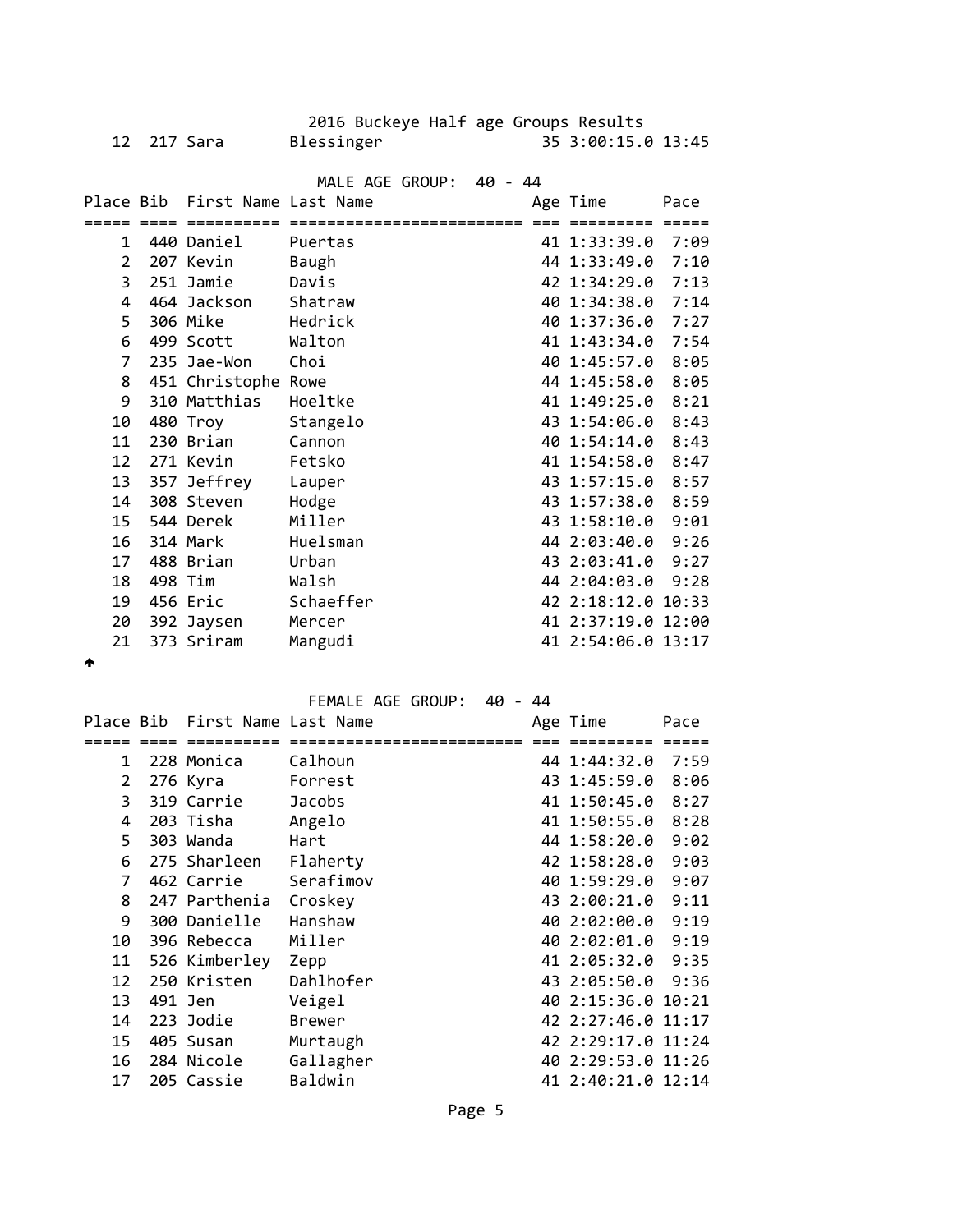2016 Buckeye Half age Groups Results

| Place | Bib | First Name | Last Name | Age | Time | Pace |
|---|---|---|---|---|---|---|
| 12 | 217 | Sara | Blessinger | 35 | 3:00:15.0 | 13:45 |

## MALE AGE GROUP: 40 - 44

| Place | Bib | First Name | Last Name | Age | Time | Pace |
|---|---|---|---|---|---|---|
| 1 | 440 | Daniel | Puertas | 41 | 1:33:39.0 | 7:09 |
| 2 | 207 | Kevin | Baugh | 44 | 1:33:49.0 | 7:10 |
| 3 | 251 | Jamie | Davis | 42 | 1:34:29.0 | 7:13 |
| 4 | 464 | Jackson | Shatraw | 40 | 1:34:38.0 | 7:14 |
| 5 | 306 | Mike | Hedrick | 40 | 1:37:36.0 | 7:27 |
| 6 | 499 | Scott | Walton | 41 | 1:43:34.0 | 7:54 |
| 7 | 235 | Jae-Won | Choi | 40 | 1:45:57.0 | 8:05 |
| 8 | 451 | Christophe | Rowe | 44 | 1:45:58.0 | 8:05 |
| 9 | 310 | Matthias | Hoeltke | 41 | 1:49:25.0 | 8:21 |
| 10 | 480 | Troy | Stangelo | 43 | 1:54:06.0 | 8:43 |
| 11 | 230 | Brian | Cannon | 40 | 1:54:14.0 | 8:43 |
| 12 | 271 | Kevin | Fetsko | 41 | 1:54:58.0 | 8:47 |
| 13 | 357 | Jeffrey | Lauper | 43 | 1:57:15.0 | 8:57 |
| 14 | 308 | Steven | Hodge | 43 | 1:57:38.0 | 8:59 |
| 15 | 544 | Derek | Miller | 43 | 1:58:10.0 | 9:01 |
| 16 | 314 | Mark | Huelsman | 44 | 2:03:40.0 | 9:26 |
| 17 | 488 | Brian | Urban | 43 | 2:03:41.0 | 9:27 |
| 18 | 498 | Tim | Walsh | 44 | 2:04:03.0 | 9:28 |
| 19 | 456 | Eric | Schaeffer | 42 | 2:18:12.0 | 10:33 |
| 20 | 392 | Jaysen | Mercer | 41 | 2:37:19.0 | 12:00 |
| 21 | 373 | Sriram | Mangudi | 41 | 2:54:06.0 | 13:17 |

## FEMALE AGE GROUP: 40 - 44

| Place | Bib | First Name | Last Name | Age | Time | Pace |
|---|---|---|---|---|---|---|
| 1 | 228 | Monica | Calhoun | 44 | 1:44:32.0 | 7:59 |
| 2 | 276 | Kyra | Forrest | 43 | 1:45:59.0 | 8:06 |
| 3 | 319 | Carrie | Jacobs | 41 | 1:50:45.0 | 8:27 |
| 4 | 203 | Tisha | Angelo | 41 | 1:50:55.0 | 8:28 |
| 5 | 303 | Wanda | Hart | 44 | 1:58:20.0 | 9:02 |
| 6 | 275 | Sharleen | Flaherty | 42 | 1:58:28.0 | 9:03 |
| 7 | 462 | Carrie | Serafimov | 40 | 1:59:29.0 | 9:07 |
| 8 | 247 | Parthenia | Croskey | 43 | 2:00:21.0 | 9:11 |
| 9 | 300 | Danielle | Hanshaw | 40 | 2:02:00.0 | 9:19 |
| 10 | 396 | Rebecca | Miller | 40 | 2:02:01.0 | 9:19 |
| 11 | 526 | Kimberley | Zepp | 41 | 2:05:32.0 | 9:35 |
| 12 | 250 | Kristen | Dahlhofer | 43 | 2:05:50.0 | 9:36 |
| 13 | 491 | Jen | Veigel | 40 | 2:15:36.0 | 10:21 |
| 14 | 223 | Jodie | Brewer | 42 | 2:27:46.0 | 11:17 |
| 15 | 405 | Susan | Murtaugh | 42 | 2:29:17.0 | 11:24 |
| 16 | 284 | Nicole | Gallagher | 40 | 2:29:53.0 | 11:26 |
| 17 | 205 | Cassie | Baldwin | 41 | 2:40:21.0 | 12:14 |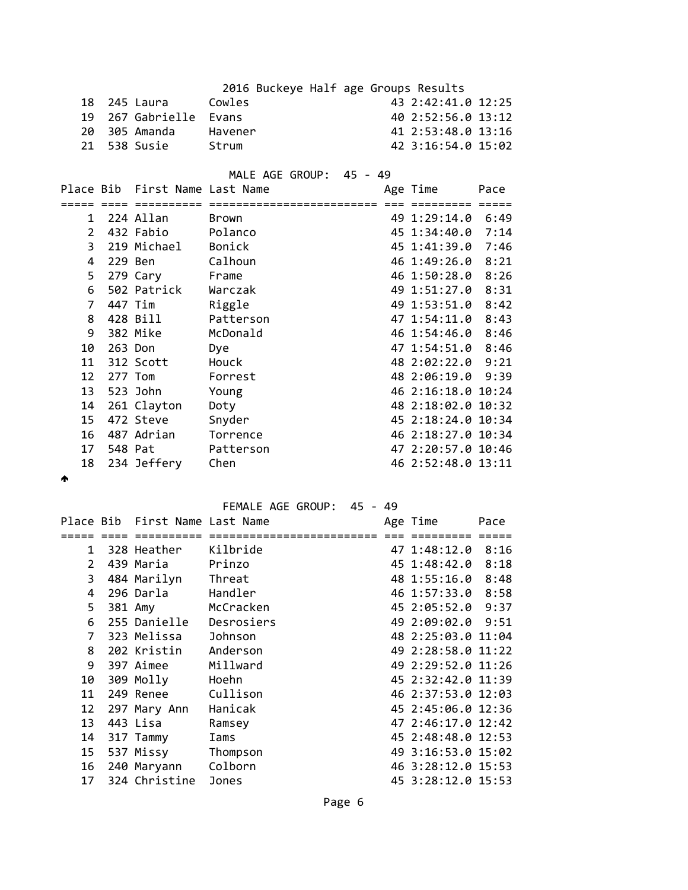2016 Buckeye Half age Groups Results

| Place | Bib | First Name | Last Name | Age | Time | Pace |
|---|---|---|---|---|---|---|
| 18 | 245 | Laura | Cowles | 43 | 2:42:41.0 | 12:25 |
| 19 | 267 | Gabrielle | Evans | 40 | 2:52:56.0 | 13:12 |
| 20 | 305 | Amanda | Havener | 41 | 2:53:48.0 | 13:16 |
| 21 | 538 | Susie | Strum | 42 | 3:16:54.0 | 15:02 |

MALE AGE GROUP: 45 - 49

| Place | Bib | First Name | Last Name | Age | Time | Pace |
|---|---|---|---|---|---|---|
| 1 | 224 | Allan | Brown | 49 | 1:29:14.0 | 6:49 |
| 2 | 432 | Fabio | Polanco | 45 | 1:34:40.0 | 7:14 |
| 3 | 219 | Michael | Bonick | 45 | 1:41:39.0 | 7:46 |
| 4 | 229 | Ben | Calhoun | 46 | 1:49:26.0 | 8:21 |
| 5 | 279 | Cary | Frame | 46 | 1:50:28.0 | 8:26 |
| 6 | 502 | Patrick | Warczak | 49 | 1:51:27.0 | 8:31 |
| 7 | 447 | Tim | Riggle | 49 | 1:53:51.0 | 8:42 |
| 8 | 428 | Bill | Patterson | 47 | 1:54:11.0 | 8:43 |
| 9 | 382 | Mike | McDonald | 46 | 1:54:46.0 | 8:46 |
| 10 | 263 | Don | Dye | 47 | 1:54:51.0 | 8:46 |
| 11 | 312 | Scott | Houck | 48 | 2:02:22.0 | 9:21 |
| 12 | 277 | Tom | Forrest | 48 | 2:06:19.0 | 9:39 |
| 13 | 523 | John | Young | 46 | 2:16:18.0 | 10:24 |
| 14 | 261 | Clayton | Doty | 48 | 2:18:02.0 | 10:32 |
| 15 | 472 | Steve | Snyder | 45 | 2:18:24.0 | 10:34 |
| 16 | 487 | Adrian | Torrence | 46 | 2:18:27.0 | 10:34 |
| 17 | 548 | Pat | Patterson | 47 | 2:20:57.0 | 10:46 |
| 18 | 234 | Jeffery | Chen | 46 | 2:52:48.0 | 13:11 |

FEMALE AGE GROUP: 45 - 49

| Place | Bib | First Name | Last Name | Age | Time | Pace |
|---|---|---|---|---|---|---|
| 1 | 328 | Heather | Kilbride | 47 | 1:48:12.0 | 8:16 |
| 2 | 439 | Maria | Prinzo | 45 | 1:48:42.0 | 8:18 |
| 3 | 484 | Marilyn | Threat | 48 | 1:55:16.0 | 8:48 |
| 4 | 296 | Darla | Handler | 46 | 1:57:33.0 | 8:58 |
| 5 | 381 | Amy | McCracken | 45 | 2:05:52.0 | 9:37 |
| 6 | 255 | Danielle | Desrosiers | 49 | 2:09:02.0 | 9:51 |
| 7 | 323 | Melissa | Johnson | 48 | 2:25:03.0 | 11:04 |
| 8 | 202 | Kristin | Anderson | 49 | 2:28:58.0 | 11:22 |
| 9 | 397 | Aimee | Millward | 49 | 2:29:52.0 | 11:26 |
| 10 | 309 | Molly | Hoehn | 45 | 2:32:42.0 | 11:39 |
| 11 | 249 | Renee | Cullison | 46 | 2:37:53.0 | 12:03 |
| 12 | 297 | Mary Ann | Hanicak | 45 | 2:45:06.0 | 12:36 |
| 13 | 443 | Lisa | Ramsey | 47 | 2:46:17.0 | 12:42 |
| 14 | 317 | Tammy | Iams | 45 | 2:48:48.0 | 12:53 |
| 15 | 537 | Missy | Thompson | 49 | 3:16:53.0 | 15:02 |
| 16 | 240 | Maryann | Colborn | 46 | 3:28:12.0 | 15:53 |
| 17 | 324 | Christine | Jones | 45 | 3:28:12.0 | 15:53 |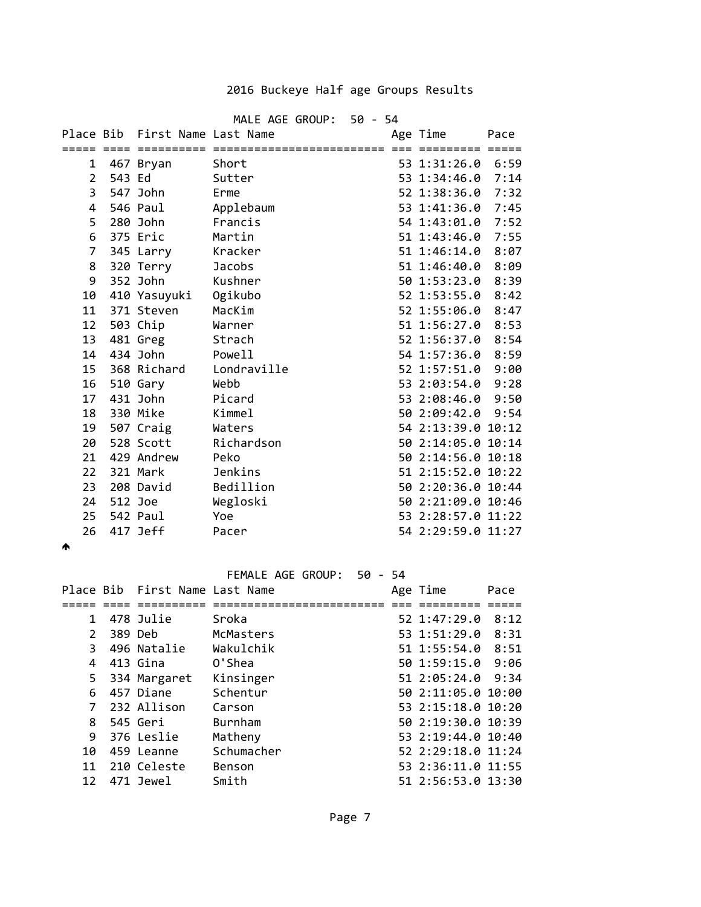# 2016 Buckeye Half age Groups Results

## MALE AGE GROUP: 50 - 54

| Place | Bib | First Name | Last Name | Age | Time | Pace |
|---|---|---|---|---|---|---|
| 1 | 467 | Bryan | Short | 53 | 1:31:26.0 | 6:59 |
| 2 | 543 | Ed | Sutter | 53 | 1:34:46.0 | 7:14 |
| 3 | 547 | John | Erme | 52 | 1:38:36.0 | 7:32 |
| 4 | 546 | Paul | Applebaum | 53 | 1:41:36.0 | 7:45 |
| 5 | 280 | John | Francis | 54 | 1:43:01.0 | 7:52 |
| 6 | 375 | Eric | Martin | 51 | 1:43:46.0 | 7:55 |
| 7 | 345 | Larry | Kracker | 51 | 1:46:14.0 | 8:07 |
| 8 | 320 | Terry | Jacobs | 51 | 1:46:40.0 | 8:09 |
| 9 | 352 | John | Kushner | 50 | 1:53:23.0 | 8:39 |
| 10 | 410 | Yasuyuki | Ogikubo | 52 | 1:53:55.0 | 8:42 |
| 11 | 371 | Steven | MacKim | 52 | 1:55:06.0 | 8:47 |
| 12 | 503 | Chip | Warner | 51 | 1:56:27.0 | 8:53 |
| 13 | 481 | Greg | Strach | 52 | 1:56:37.0 | 8:54 |
| 14 | 434 | John | Powell | 54 | 1:57:36.0 | 8:59 |
| 15 | 368 | Richard | Londraville | 52 | 1:57:51.0 | 9:00 |
| 16 | 510 | Gary | Webb | 53 | 2:03:54.0 | 9:28 |
| 17 | 431 | John | Picard | 53 | 2:08:46.0 | 9:50 |
| 18 | 330 | Mike | Kimmel | 50 | 2:09:42.0 | 9:54 |
| 19 | 507 | Craig | Waters | 54 | 2:13:39.0 | 10:12 |
| 20 | 528 | Scott | Richardson | 50 | 2:14:05.0 | 10:14 |
| 21 | 429 | Andrew | Peko | 50 | 2:14:56.0 | 10:18 |
| 22 | 321 | Mark | Jenkins | 51 | 2:15:52.0 | 10:22 |
| 23 | 208 | David | Bedillion | 50 | 2:20:36.0 | 10:44 |
| 24 | 512 | Joe | Wegloski | 50 | 2:21:09.0 | 10:46 |
| 25 | 542 | Paul | Yoe | 53 | 2:28:57.0 | 11:22 |
| 26 | 417 | Jeff | Pacer | 54 | 2:29:59.0 | 11:27 |

## FEMALE AGE GROUP: 50 - 54

| Place | Bib | First Name | Last Name | Age | Time | Pace |
|---|---|---|---|---|---|---|
| 1 | 478 | Julie | Sroka | 52 | 1:47:29.0 | 8:12 |
| 2 | 389 | Deb | McMasters | 53 | 1:51:29.0 | 8:31 |
| 3 | 496 | Natalie | Wakulchik | 51 | 1:55:54.0 | 8:51 |
| 4 | 413 | Gina | O'Shea | 50 | 1:59:15.0 | 9:06 |
| 5 | 334 | Margaret | Kinsinger | 51 | 2:05:24.0 | 9:34 |
| 6 | 457 | Diane | Schentur | 50 | 2:11:05.0 | 10:00 |
| 7 | 232 | Allison | Carson | 53 | 2:15:18.0 | 10:20 |
| 8 | 545 | Geri | Burnham | 50 | 2:19:30.0 | 10:39 |
| 9 | 376 | Leslie | Matheny | 53 | 2:19:44.0 | 10:40 |
| 10 | 459 | Leanne | Schumacher | 52 | 2:29:18.0 | 11:24 |
| 11 | 210 | Celeste | Benson | 53 | 2:36:11.0 | 11:55 |
| 12 | 471 | Jewel | Smith | 51 | 2:56:53.0 | 13:30 |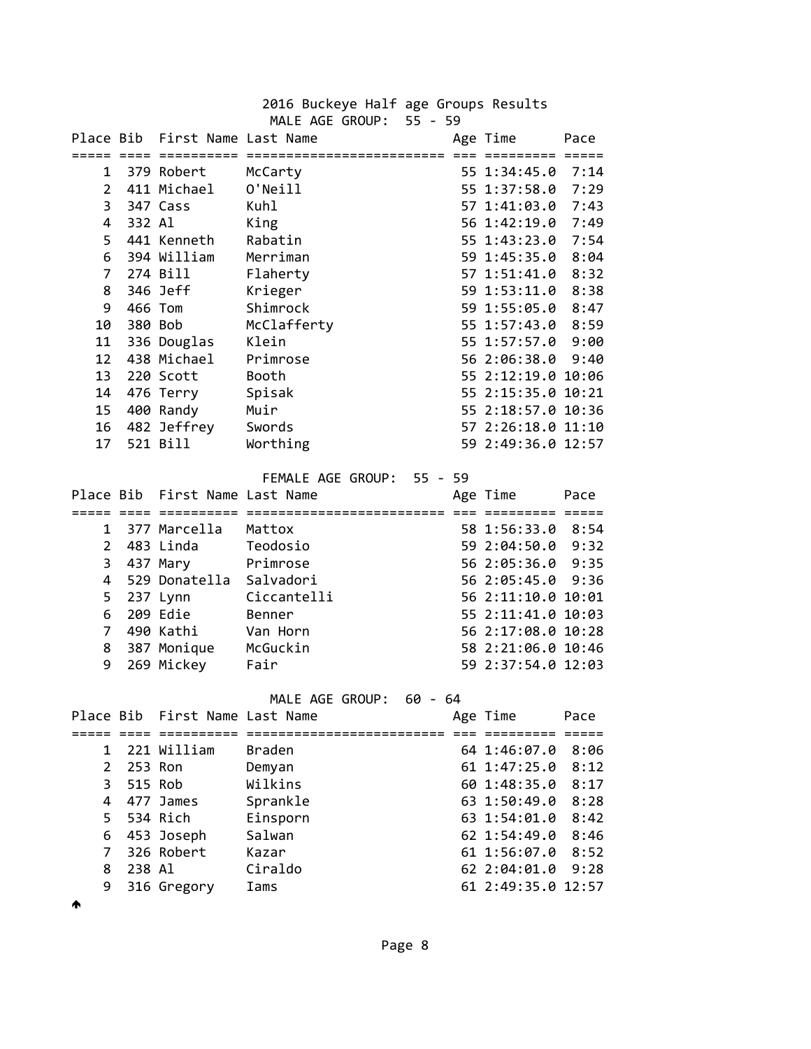# 2016 Buckeye Half age Groups Results

## MALE AGE GROUP: 55 - 59

| Place | Bib | First Name | Last Name | Age | Time | Pace |
|---|---|---|---|---|---|---|
| 1 | 379 | Robert | McCarty | 55 | 1:34:45.0 | 7:14 |
| 2 | 411 | Michael | O'Neill | 55 | 1:37:58.0 | 7:29 |
| 3 | 347 | Cass | Kuhl | 57 | 1:41:03.0 | 7:43 |
| 4 | 332 | Al | King | 56 | 1:42:19.0 | 7:49 |
| 5 | 441 | Kenneth | Rabatin | 55 | 1:43:23.0 | 7:54 |
| 6 | 394 | William | Merriman | 59 | 1:45:35.0 | 8:04 |
| 7 | 274 | Bill | Flaherty | 57 | 1:51:41.0 | 8:32 |
| 8 | 346 | Jeff | Krieger | 59 | 1:53:11.0 | 8:38 |
| 9 | 466 | Tom | Shimrock | 59 | 1:55:05.0 | 8:47 |
| 10 | 380 | Bob | McClafferty | 55 | 1:57:43.0 | 8:59 |
| 11 | 336 | Douglas | Klein | 55 | 1:57:57.0 | 9:00 |
| 12 | 438 | Michael | Primrose | 56 | 2:06:38.0 | 9:40 |
| 13 | 220 | Scott | Booth | 55 | 2:12:19.0 | 10:06 |
| 14 | 476 | Terry | Spisak | 55 | 2:15:35.0 | 10:21 |
| 15 | 400 | Randy | Muir | 55 | 2:18:57.0 | 10:36 |
| 16 | 482 | Jeffrey | Swords | 57 | 2:26:18.0 | 11:10 |
| 17 | 521 | Bill | Worthing | 59 | 2:49:36.0 | 12:57 |

## FEMALE AGE GROUP: 55 - 59

| Place | Bib | First Name | Last Name | Age | Time | Pace |
|---|---|---|---|---|---|---|
| 1 | 377 | Marcella | Mattox | 58 | 1:56:33.0 | 8:54 |
| 2 | 483 | Linda | Teodosio | 59 | 2:04:50.0 | 9:32 |
| 3 | 437 | Mary | Primrose | 56 | 2:05:36.0 | 9:35 |
| 4 | 529 | Donatella | Salvadori | 56 | 2:05:45.0 | 9:36 |
| 5 | 237 | Lynn | Ciccantelli | 56 | 2:11:10.0 | 10:01 |
| 6 | 209 | Edie | Benner | 55 | 2:11:41.0 | 10:03 |
| 7 | 490 | Kathi | Van Horn | 56 | 2:17:08.0 | 10:28 |
| 8 | 387 | Monique | McGuckin | 58 | 2:21:06.0 | 10:46 |
| 9 | 269 | Mickey | Fair | 59 | 2:37:54.0 | 12:03 |

## MALE AGE GROUP: 60 - 64

| Place | Bib | First Name | Last Name | Age | Time | Pace |
|---|---|---|---|---|---|---|
| 1 | 221 | William | Braden | 64 | 1:46:07.0 | 8:06 |
| 2 | 253 | Ron | Demyan | 61 | 1:47:25.0 | 8:12 |
| 3 | 515 | Rob | Wilkins | 60 | 1:48:35.0 | 8:17 |
| 4 | 477 | James | Sprankle | 63 | 1:50:49.0 | 8:28 |
| 5 | 534 | Rich | Einsporn | 63 | 1:54:01.0 | 8:42 |
| 6 | 453 | Joseph | Salwan | 62 | 1:54:49.0 | 8:46 |
| 7 | 326 | Robert | Kazar | 61 | 1:56:07.0 | 8:52 |
| 8 | 238 | Al | Ciraldo | 62 | 2:04:01.0 | 9:28 |
| 9 | 316 | Gregory | Iams | 61 | 2:49:35.0 | 12:57 |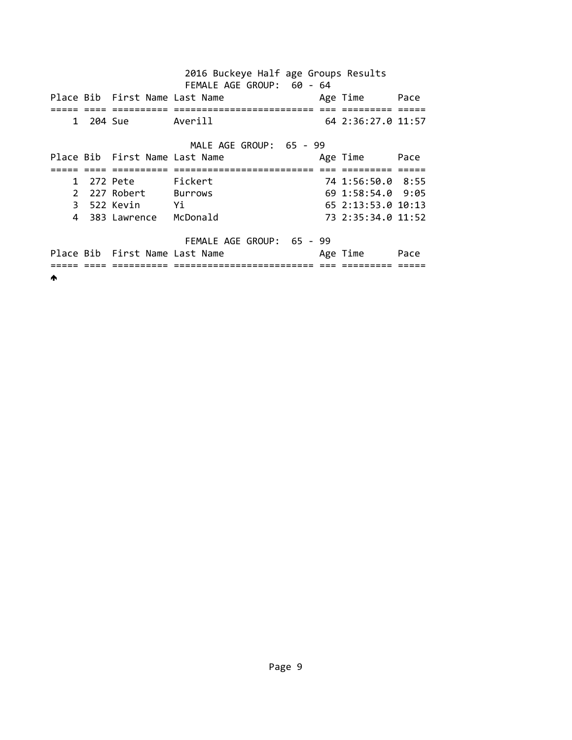# 2016 Buckeye Half age Groups Results

## FEMALE AGE GROUP: 60 - 64

| Place | Bib | First Name | Last Name | Age | Time | Pace |
|---|---|---|---|---|---|---|
| 1 | 204 | Sue | Averill | 64 | 2:36:27.0 | 11:57 |

## MALE AGE GROUP: 65 - 99

| Place | Bib | First Name | Last Name | Age | Time | Pace |
|---|---|---|---|---|---|---|
| 1 | 272 | Pete | Fickert | 74 | 1:56:50.0 | 8:55 |
| 2 | 227 | Robert | Burrows | 69 | 1:58:54.0 | 9:05 |
| 3 | 522 | Kevin | Yi | 65 | 2:13:53.0 | 10:13 |
| 4 | 383 | Lawrence | McDonald | 73 | 2:35:34.0 | 11:52 |

## FEMALE AGE GROUP: 65 - 99

| Place | Bib | First Name | Last Name | Age | Time | Pace |
|---|---|---|---|---|---|---|